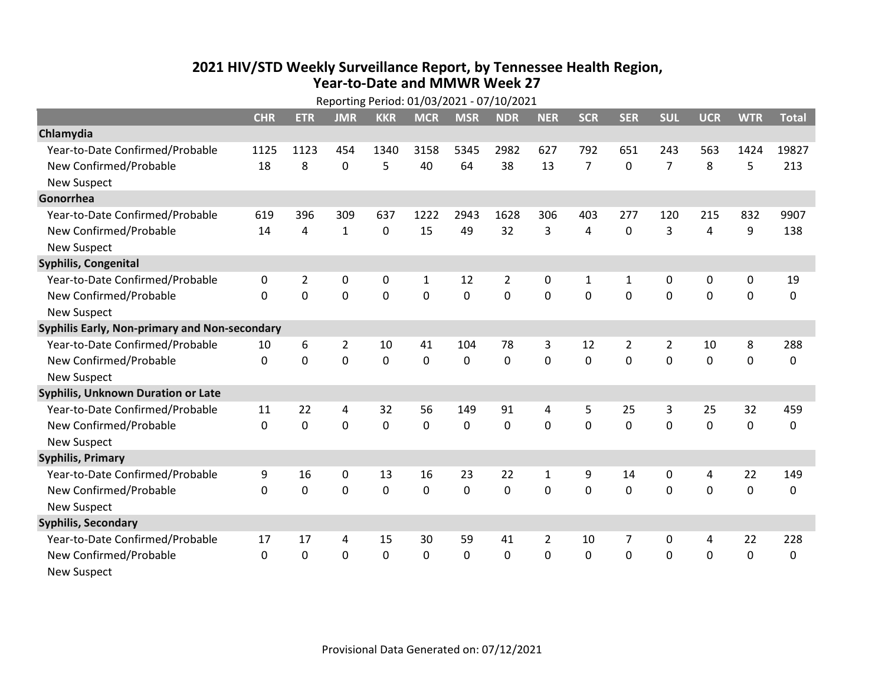# 2021 HIV/STD Weekly Surveillance Report, by Tennessee Health Region, Year-to-Date and MMWR Week 27

Reporting Period: 01/03/2021 - 07/10/2021

| | CHR | ETR | JMR | KKR | MCR | MSR | NDR | NER | SCR | SER | SUL | UCR | WTR | Total |
|---|---|---|---|---|---|---|---|---|---|---|---|---|---|---|
| **Chlamydia** | | | | | | | | | | | | | | |
| Year-to-Date Confirmed/Probable | 1125 | 1123 | 454 | 1340 | 3158 | 5345 | 2982 | 627 | 792 | 651 | 243 | 563 | 1424 | 19827 |
| New Confirmed/Probable | 18 | 8 | 0 | 5 | 40 | 64 | 38 | 13 | 7 | 0 | 7 | 8 | 5 | 213 |
| New Suspect | | | | | | | | | | | | | | |
| **Gonorrhea** | | | | | | | | | | | | | | |
| Year-to-Date Confirmed/Probable | 619 | 396 | 309 | 637 | 1222 | 2943 | 1628 | 306 | 403 | 277 | 120 | 215 | 832 | 9907 |
| New Confirmed/Probable | 14 | 4 | 1 | 0 | 15 | 49 | 32 | 3 | 4 | 0 | 3 | 4 | 9 | 138 |
| New Suspect | | | | | | | | | | | | | | |
| **Syphilis, Congenital** | | | | | | | | | | | | | | |
| Year-to-Date Confirmed/Probable | 0 | 2 | 0 | 0 | 1 | 12 | 2 | 0 | 1 | 1 | 0 | 0 | 0 | 19 |
| New Confirmed/Probable | 0 | 0 | 0 | 0 | 0 | 0 | 0 | 0 | 0 | 0 | 0 | 0 | 0 | 0 |
| New Suspect | | | | | | | | | | | | | | |
| **Syphilis Early, Non-primary and Non-secondary** | | | | | | | | | | | | | | |
| Year-to-Date Confirmed/Probable | 10 | 6 | 2 | 10 | 41 | 104 | 78 | 3 | 12 | 2 | 2 | 10 | 8 | 288 |
| New Confirmed/Probable | 0 | 0 | 0 | 0 | 0 | 0 | 0 | 0 | 0 | 0 | 0 | 0 | 0 | 0 |
| New Suspect | | | | | | | | | | | | | | |
| **Syphilis, Unknown Duration or Late** | | | | | | | | | | | | | | |
| Year-to-Date Confirmed/Probable | 11 | 22 | 4 | 32 | 56 | 149 | 91 | 4 | 5 | 25 | 3 | 25 | 32 | 459 |
| New Confirmed/Probable | 0 | 0 | 0 | 0 | 0 | 0 | 0 | 0 | 0 | 0 | 0 | 0 | 0 | 0 |
| New Suspect | | | | | | | | | | | | | | |
| **Syphilis, Primary** | | | | | | | | | | | | | | |
| Year-to-Date Confirmed/Probable | 9 | 16 | 0 | 13 | 16 | 23 | 22 | 1 | 9 | 14 | 0 | 4 | 22 | 149 |
| New Confirmed/Probable | 0 | 0 | 0 | 0 | 0 | 0 | 0 | 0 | 0 | 0 | 0 | 0 | 0 | 0 |
| New Suspect | | | | | | | | | | | | | | |
| **Syphilis, Secondary** | | | | | | | | | | | | | | |
| Year-to-Date Confirmed/Probable | 17 | 17 | 4 | 15 | 30 | 59 | 41 | 2 | 10 | 7 | 0 | 4 | 22 | 228 |
| New Confirmed/Probable | 0 | 0 | 0 | 0 | 0 | 0 | 0 | 0 | 0 | 0 | 0 | 0 | 0 | 0 |
| New Suspect | | | | | | | | | | | | | | |

Provisional Data Generated on: 07/12/2021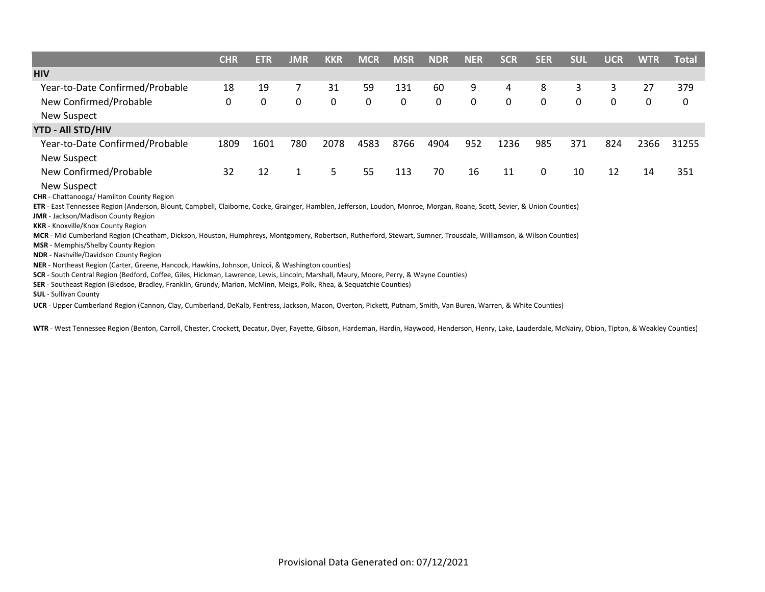| | CHR | ETR | JMR | KKR | MCR | MSR | NDR | NER | SCR | SER | SUL | UCR | WTR | Total |
|---|---|---|---|---|---|---|---|---|---|---|---|---|---|---|
| **HIV** | | | | | | | | | | | | | | |
| Year-to-Date Confirmed/Probable | 18 | 19 | 7 | 31 | 59 | 131 | 60 | 9 | 4 | 8 | 3 | 3 | 27 | 379 |
| New Confirmed/Probable | 0 | 0 | 0 | 0 | 0 | 0 | 0 | 0 | 0 | 0 | 0 | 0 | 0 | 0 |
| New Suspect | | | | | | | | | | | | | | |
| **YTD - All STD/HIV** | | | | | | | | | | | | | | |
| Year-to-Date Confirmed/Probable | 1809 | 1601 | 780 | 2078 | 4583 | 8766 | 4904 | 952 | 1236 | 985 | 371 | 824 | 2366 | 31255 |
| New Suspect | | | | | | | | | | | | | | |
| New Confirmed/Probable | 32 | 12 | 1 | 5 | 55 | 113 | 70 | 16 | 11 | 0 | 10 | 12 | 14 | 351 |
| New Suspect | | | | | | | | | | | | | | |

**CHR** - Chattanooga/ Hamilton County Region

**ETR** - East Tennessee Region (Anderson, Blount, Campbell, Claiborne, Cocke, Grainger, Hamblen, Jefferson, Loudon, Monroe, Morgan, Roane, Scott, Sevier, & Union Counties)

**JMR** - Jackson/Madison County Region

**KKR** - Knoxville/Knox County Region

**MCR** - Mid Cumberland Region (Cheatham, Dickson, Houston, Humphreys, Montgomery, Robertson, Rutherford, Stewart, Sumner, Trousdale, Williamson, & Wilson Counties)

**MSR** - Memphis/Shelby County Region

**NDR** - Nashville/Davidson County Region

**NER** - Northeast Region (Carter, Greene, Hancock, Hawkins, Johnson, Unicoi, & Washington counties)

**SCR** - South Central Region (Bedford, Coffee, Giles, Hickman, Lawrence, Lewis, Lincoln, Marshall, Maury, Moore, Perry, & Wayne Counties)

**SER** - Southeast Region (Bledsoe, Bradley, Franklin, Grundy, Marion, McMinn, Meigs, Polk, Rhea, & Sequatchie Counties)

**SUL** - Sullivan County

**UCR** - Upper Cumberland Region (Cannon, Clay, Cumberland, DeKalb, Fentress, Jackson, Macon, Overton, Pickett, Putnam, Smith, Van Buren, Warren, & White Counties)

**WTR** - West Tennessee Region (Benton, Carroll, Chester, Crockett, Decatur, Dyer, Fayette, Gibson, Hardeman, Hardin, Haywood, Henderson, Henry, Lake, Lauderdale, McNairy, Obion, Tipton, & Weakley Counties)

Provisional Data Generated on: 07/12/2021